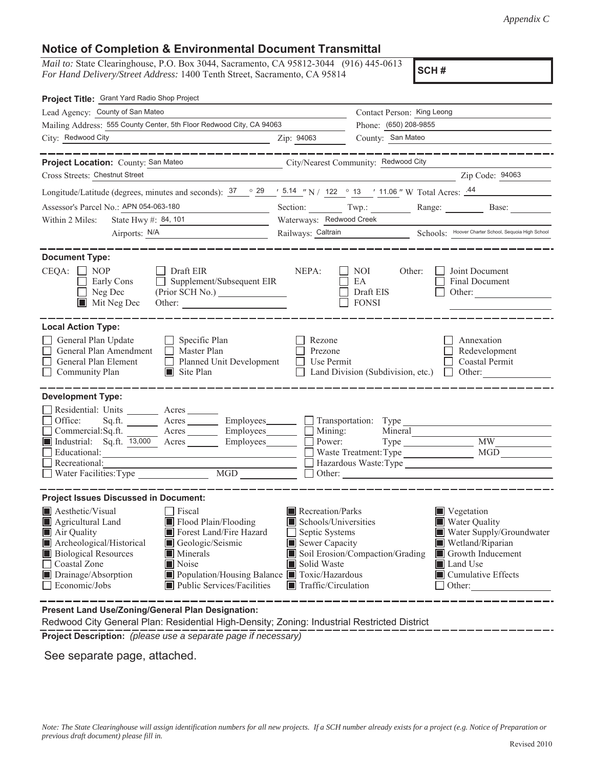*Appendix C*

## Notice of Completion & Environmental Document Transmittal

*Mail to:* State Clearinghouse, P.O. Box 3044, Sacramento, CA 95812-3044 (916) 445-0613
*For Hand Delivery/Street Address:* 1400 Tenth Street, Sacramento, CA 95814

**SCH #**

**Project Title:** Grant Yard Radio Shop Project

Lead Agency: County of San Mateo
Contact Person: King Leong
Mailing Address: 555 County Center, 5th Floor Redwood City, CA 94063
Phone: (650) 208-9855
City: Redwood City
Zip: 94063
County: San Mateo

**Project Location:** County: San Mateo
City/Nearest Community: Redwood City
Cross Streets: Chestnut Street
Zip Code: 94063

Longitude/Latitude (degrees, minutes and seconds): 37 ° 29 ′ 5.14 ″ N / 122 ° 13 ′ 11.06 ″ W Total Acres: .44

Assessor's Parcel No.: APN 054-063-180
Section: ____ Twp.: ____ Range: ____ Base: ____

Within 2 Miles: State Hwy #: 84, 101
Waterways: Redwood Creek
Airports: N/A
Railways: Caltrain
Schools: Hoover Charter School, Sequoia High School

**Document Type:**

CEQA:
- ☐ NOP
- ☐ Early Cons
- ☐ Neg Dec
- ☒ Mit Neg Dec
- ☐ Draft EIR
- ☐ Supplement/Subsequent EIR (Prior SCH No.) ____
- Other: ____

NEPA:
- ☐ NOI
- ☐ EA
- ☐ Draft EIS
- ☐ FONSI

Other:
- ☐ Joint Document
- ☐ Final Document
- ☐ Other: ____

**Local Action Type:**

- ☐ General Plan Update
- ☐ General Plan Amendment
- ☐ General Plan Element
- ☐ Community Plan
- ☐ Specific Plan
- ☐ Master Plan
- ☐ Planned Unit Development
- ☒ Site Plan
- ☐ Rezone
- ☐ Prezone
- ☐ Use Permit
- ☐ Land Division (Subdivision, etc.)
- ☐ Annexation
- ☐ Redevelopment
- ☐ Coastal Permit
- ☐ Other: ____

**Development Type:**

- ☐ Residential: Units ____ Acres ____
- ☐ Office: Sq.ft. ____ Acres ____ Employees ____
- ☐ Commercial: Sq.ft. ____ Acres ____ Employees ____
- ☒ Industrial: Sq.ft. 13,000 Acres ____ Employees ____
- ☐ Educational: ____
- ☐ Recreational: ____
- ☐ Water Facilities: Type ____ MGD ____
- ☐ Transportation: Type ____
- ☐ Mining: Mineral ____
- ☐ Power: Type ____ MW ____
- ☐ Waste Treatment: Type ____ MGD ____
- ☐ Hazardous Waste: Type ____
- ☐ Other: ____

**Project Issues Discussed in Document:**

- ☒ Aesthetic/Visual
- ☒ Agricultural Land
- ☒ Air Quality
- ☒ Archeological/Historical
- ☒ Biological Resources
- ☐ Coastal Zone
- ☒ Drainage/Absorption
- ☐ Economic/Jobs
- ☐ Fiscal
- ☒ Flood Plain/Flooding
- ☒ Forest Land/Fire Hazard
- ☒ Geologic/Seismic
- ☒ Minerals
- ☒ Noise
- ☒ Population/Housing Balance
- ☒ Public Services/Facilities
- ☒ Recreation/Parks
- ☒ Schools/Universities
- ☐ Septic Systems
- ☒ Sewer Capacity
- ☒ Soil Erosion/Compaction/Grading
- ☒ Solid Waste
- ☒ Toxic/Hazardous
- ☒ Traffic/Circulation
- ☒ Vegetation
- ☒ Water Quality
- ☒ Water Supply/Groundwater
- ☒ Wetland/Riparian
- ☒ Growth Inducement
- ☒ Land Use
- ☒ Cumulative Effects
- ☐ Other: ____

**Present Land Use/Zoning/General Plan Designation:**

Redwood City General Plan: Residential High-Density; Zoning: Industrial Restricted District

**Project Description:** *(please use a separate page if necessary)*

See separate page, attached.

*Note: The State Clearinghouse will assign identification numbers for all new projects. If a SCH number already exists for a project (e.g. Notice of Preparation or previous draft document) please fill in.*

Revised 2010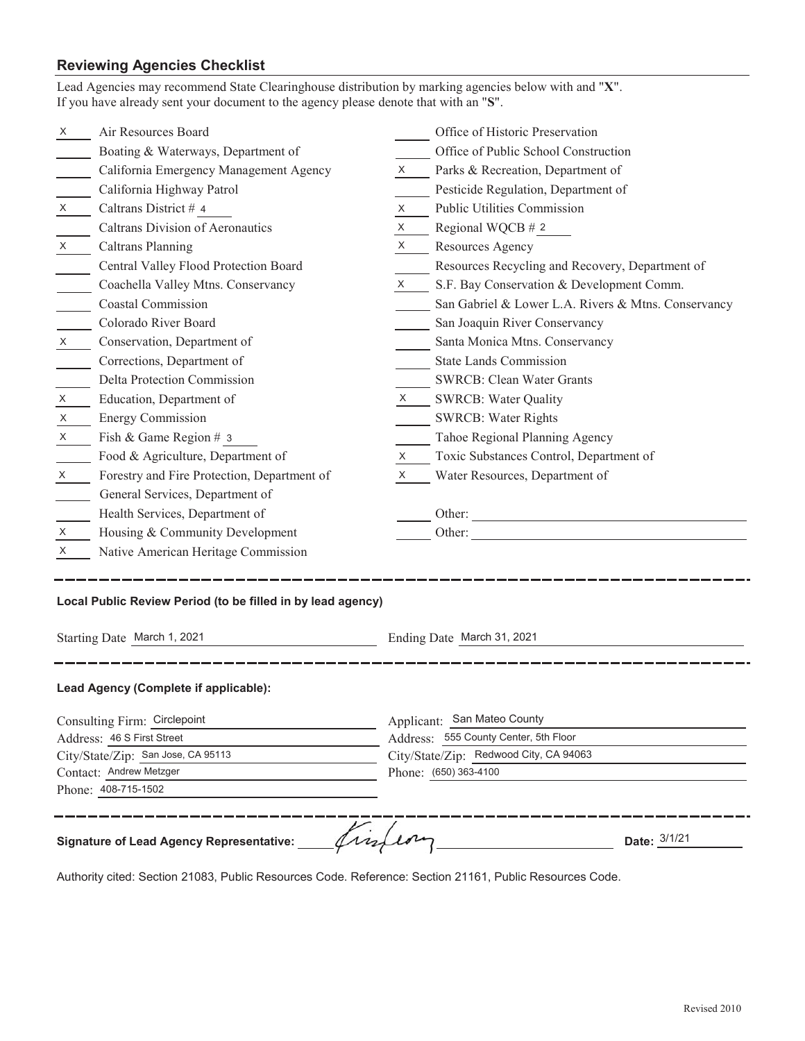## Reviewing Agencies Checklist

Lead Agencies may recommend State Clearinghouse distribution by marking agencies below with and "**X**".
If you have already sent your document to the agency please denote that with an "**S**".

| | | | |
|---|---|---|---|
| X | Air Resources Board | | Office of Historic Preservation |
| | Boating & Waterways, Department of | | Office of Public School Construction |
| | California Emergency Management Agency | X | Parks & Recreation, Department of |
| | California Highway Patrol | | Pesticide Regulation, Department of |
| X | Caltrans District # 4 | X | Public Utilities Commission |
| | Caltrans Division of Aeronautics | X | Regional WQCB # 2 |
| X | Caltrans Planning | X | Resources Agency |
| | Central Valley Flood Protection Board | | Resources Recycling and Recovery, Department of |
| | Coachella Valley Mtns. Conservancy | X | S.F. Bay Conservation & Development Comm. |
| | Coastal Commission | | San Gabriel & Lower L.A. Rivers & Mtns. Conservancy |
| | Colorado River Board | | San Joaquin River Conservancy |
| X | Conservation, Department of | | Santa Monica Mtns. Conservancy |
| | Corrections, Department of | | State Lands Commission |
| | Delta Protection Commission | | SWRCB: Clean Water Grants |
| X | Education, Department of | X | SWRCB: Water Quality |
| X | Energy Commission | | SWRCB: Water Rights |
| X | Fish & Game Region # 3 | | Tahoe Regional Planning Agency |
| | Food & Agriculture, Department of | X | Toxic Substances Control, Department of |
| X | Forestry and Fire Protection, Department of | X | Water Resources, Department of |
| | General Services, Department of | | |
| | Health Services, Department of | | Other: |
| X | Housing & Community Development | | Other: |
| X | Native American Heritage Commission | | |

---

**Local Public Review Period (to be filled in by lead agency)**

Starting Date March 1, 2021 &nbsp;&nbsp;&nbsp; Ending Date March 31, 2021

---

**Lead Agency (Complete if applicable):**

Consulting Firm: Circlepoint
Address: 46 S First Street
City/State/Zip: San Jose, CA 95113
Contact: Andrew Metzger
Phone: 408-715-1502

Applicant: San Mateo County
Address: 555 County Center, 5th Floor
City/State/Zip: Redwood City, CA 94063
Phone: (650) 363-4100

---

**Signature of Lead Agency Representative:** [signature] &nbsp;&nbsp;&nbsp; **Date:** 3/1/21

Authority cited: Section 21083, Public Resources Code. Reference: Section 21161, Public Resources Code.

Revised 2010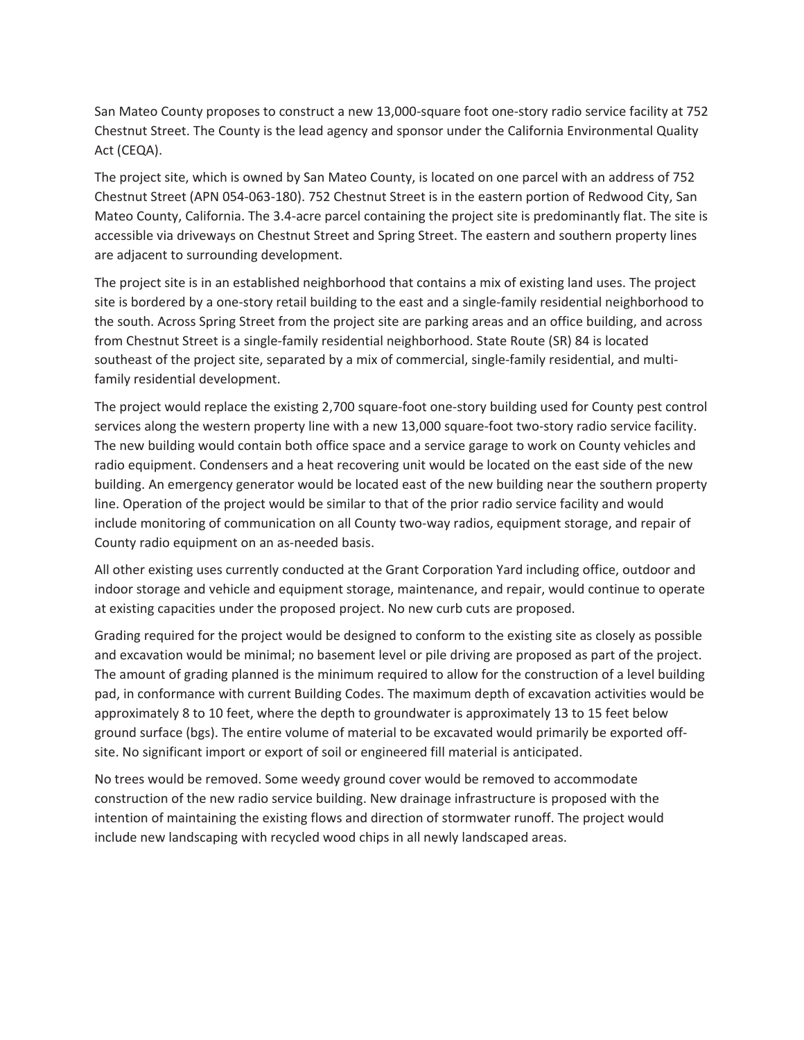San Mateo County proposes to construct a new 13,000-square foot one-story radio service facility at 752 Chestnut Street. The County is the lead agency and sponsor under the California Environmental Quality Act (CEQA).

The project site, which is owned by San Mateo County, is located on one parcel with an address of 752 Chestnut Street (APN 054-063-180). 752 Chestnut Street is in the eastern portion of Redwood City, San Mateo County, California. The 3.4-acre parcel containing the project site is predominantly flat. The site is accessible via driveways on Chestnut Street and Spring Street. The eastern and southern property lines are adjacent to surrounding development.

The project site is in an established neighborhood that contains a mix of existing land uses. The project site is bordered by a one-story retail building to the east and a single-family residential neighborhood to the south. Across Spring Street from the project site are parking areas and an office building, and across from Chestnut Street is a single-family residential neighborhood. State Route (SR) 84 is located southeast of the project site, separated by a mix of commercial, single-family residential, and multi-family residential development.

The project would replace the existing 2,700 square-foot one-story building used for County pest control services along the western property line with a new 13,000 square-foot two-story radio service facility. The new building would contain both office space and a service garage to work on County vehicles and radio equipment. Condensers and a heat recovering unit would be located on the east side of the new building. An emergency generator would be located east of the new building near the southern property line. Operation of the project would be similar to that of the prior radio service facility and would include monitoring of communication on all County two-way radios, equipment storage, and repair of County radio equipment on an as-needed basis.

All other existing uses currently conducted at the Grant Corporation Yard including office, outdoor and indoor storage and vehicle and equipment storage, maintenance, and repair, would continue to operate at existing capacities under the proposed project. No new curb cuts are proposed.

Grading required for the project would be designed to conform to the existing site as closely as possible and excavation would be minimal; no basement level or pile driving are proposed as part of the project. The amount of grading planned is the minimum required to allow for the construction of a level building pad, in conformance with current Building Codes. The maximum depth of excavation activities would be approximately 8 to 10 feet, where the depth to groundwater is approximately 13 to 15 feet below ground surface (bgs). The entire volume of material to be excavated would primarily be exported off-site. No significant import or export of soil or engineered fill material is anticipated.

No trees would be removed. Some weedy ground cover would be removed to accommodate construction of the new radio service building. New drainage infrastructure is proposed with the intention of maintaining the existing flows and direction of stormwater runoff. The project would include new landscaping with recycled wood chips in all newly landscaped areas.